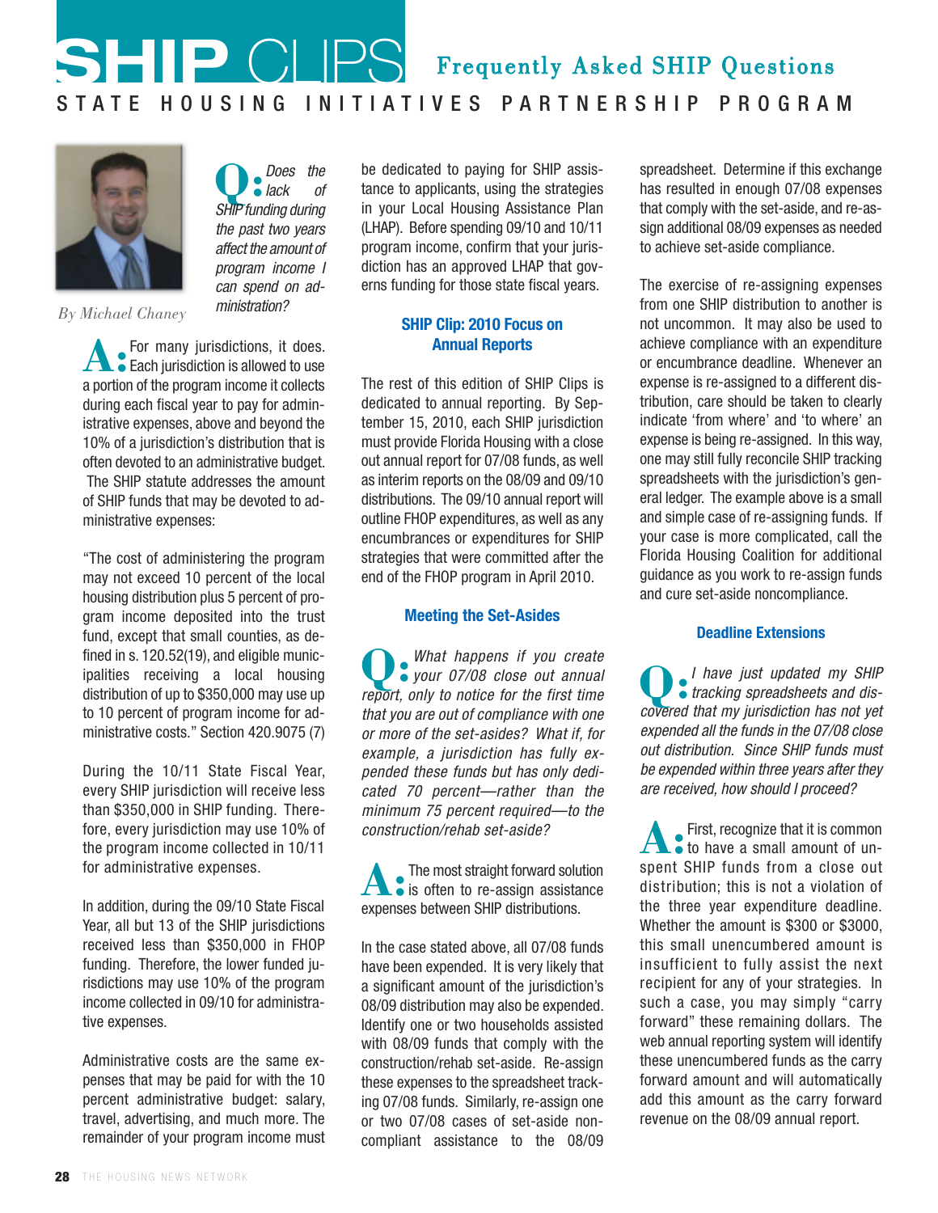# SHIP CLIPS

## Frequently Asked SHIP Questions

STATE HOUSING INITIATIVES PARTNERSHIP PROGRAM

By Michael Chaney

**Q:** *Does the lack of SHIP funding during the past two years affect the amount of program income I can spend on administration?*

**A:** For many jurisdictions, it does. Each jurisdiction is allowed to use a portion of the program income it collects during each fiscal year to pay for administrative expenses, above and beyond the 10% of a jurisdiction's distribution that is often devoted to an administrative budget. The SHIP statute addresses the amount of SHIP funds that may be devoted to administrative expenses:

"The cost of administering the program may not exceed 10 percent of the local housing distribution plus 5 percent of program income deposited into the trust fund, except that small counties, as defined in s. 120.52(19), and eligible municipalities receiving a local housing distribution of up to $350,000 may use up to 10 percent of program income for administrative costs." Section 420.9075 (7)

During the 10/11 State Fiscal Year, every SHIP jurisdiction will receive less than $350,000 in SHIP funding. Therefore, every jurisdiction may use 10% of the program income collected in 10/11 for administrative expenses.

In addition, during the 09/10 State Fiscal Year, all but 13 of the SHIP jurisdictions received less than $350,000 in FHOP funding. Therefore, the lower funded jurisdictions may use 10% of the program income collected in 09/10 for administrative expenses.

Administrative costs are the same expenses that may be paid for with the 10 percent administrative budget: salary, travel, advertising, and much more. The remainder of your program income must be dedicated to paying for SHIP assistance to applicants, using the strategies in your Local Housing Assistance Plan (LHAP). Before spending 09/10 and 10/11 program income, confirm that your jurisdiction has an approved LHAP that governs funding for those state fiscal years.

### SHIP Clip: 2010 Focus on Annual Reports

The rest of this edition of SHIP Clips is dedicated to annual reporting. By September 15, 2010, each SHIP jurisdiction must provide Florida Housing with a close out annual report for 07/08 funds, as well as interim reports on the 08/09 and 09/10 distributions. The 09/10 annual report will outline FHOP expenditures, as well as any encumbrances or expenditures for SHIP strategies that were committed after the end of the FHOP program in April 2010.

### Meeting the Set-Asides

**Q:** *What happens if you create your 07/08 close out annual report, only to notice for the first time that you are out of compliance with one or more of the set-asides? What if, for example, a jurisdiction has fully expended these funds but has only dedicated 70 percent—rather than the minimum 75 percent required—to the construction/rehab set-aside?*

**A:** The most straight forward solution is often to re-assign assistance expenses between SHIP distributions.

In the case stated above, all 07/08 funds have been expended. It is very likely that a significant amount of the jurisdiction's 08/09 distribution may also be expended. Identify one or two households assisted with 08/09 funds that comply with the construction/rehab set-aside. Re-assign these expenses to the spreadsheet tracking 07/08 funds. Similarly, re-assign one or two 07/08 cases of set-aside non-compliant assistance to the 08/09 spreadsheet. Determine if this exchange has resulted in enough 07/08 expenses that comply with the set-aside, and re-assign additional 08/09 expenses as needed to achieve set-aside compliance.

The exercise of re-assigning expenses from one SHIP distribution to another is not uncommon. It may also be used to achieve compliance with an expenditure or encumbrance deadline. Whenever an expense is re-assigned to a different distribution, care should be taken to clearly indicate 'from where' and 'to where' an expense is being re-assigned. In this way, one may still fully reconcile SHIP tracking spreadsheets with the jurisdiction's general ledger. The example above is a small and simple case of re-assigning funds. If your case is more complicated, call the Florida Housing Coalition for additional guidance as you work to re-assign funds and cure set-aside noncompliance.

### Deadline Extensions

**Q:** *I have just updated my SHIP tracking spreadsheets and discovered that my jurisdiction has not yet expended all the funds in the 07/08 close out distribution. Since SHIP funds must be expended within three years after they are received, how should I proceed?*

**A:** First, recognize that it is common to have a small amount of unspent SHIP funds from a close out distribution; this is not a violation of the three year expenditure deadline. Whether the amount is $300 or $3000, this small unencumbered amount is insufficient to fully assist the next recipient for any of your strategies. In such a case, you may simply "carry forward" these remaining dollars. The web annual reporting system will identify these unencumbered funds as the carry forward amount and will automatically add this amount as the carry forward revenue on the 08/09 annual report.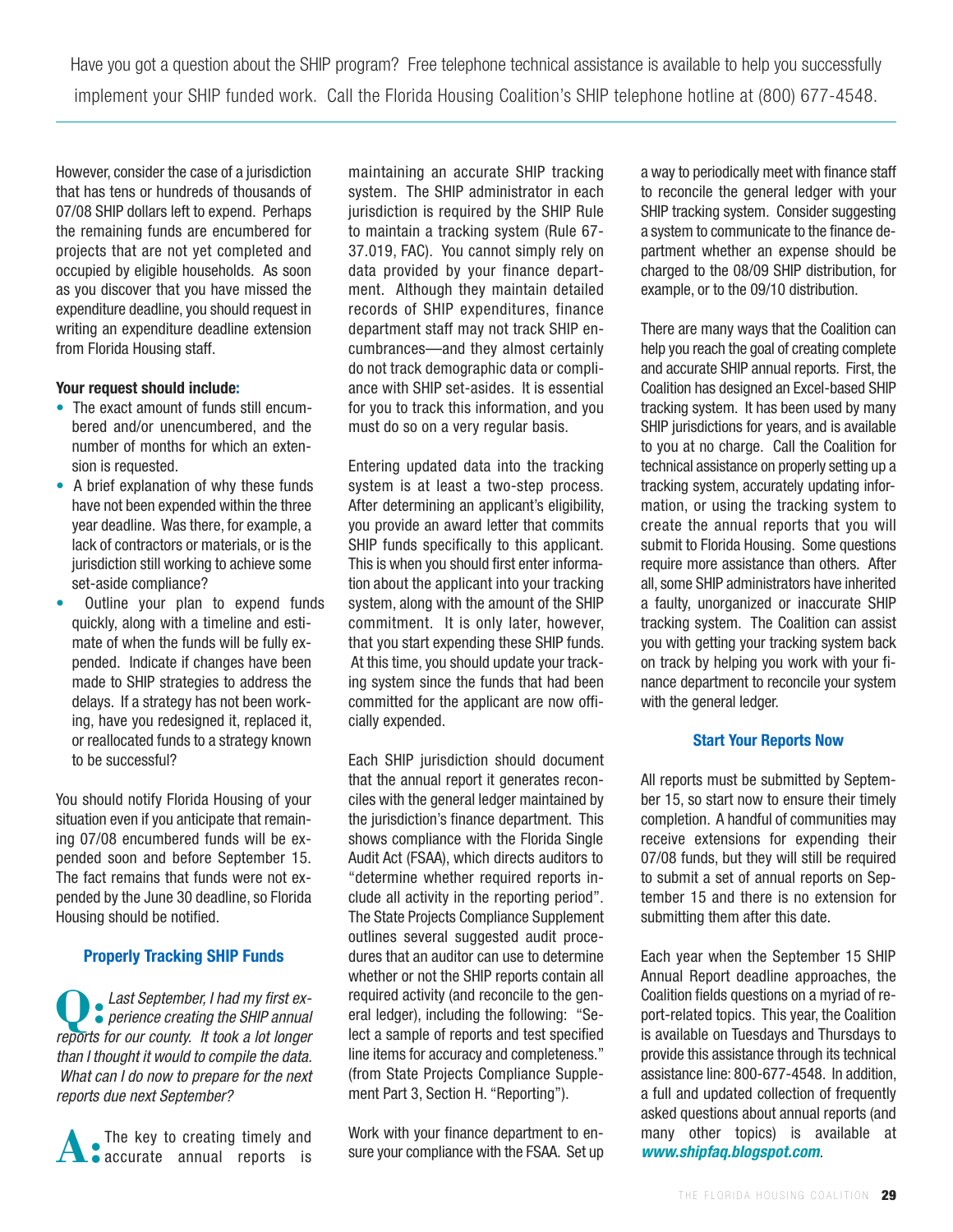Have you got a question about the SHIP program? Free telephone technical assistance is available to help you successfully implement your SHIP funded work. Call the Florida Housing Coalition's SHIP telephone hotline at (800) 677-4548.

However, consider the case of a jurisdiction that has tens or hundreds of thousands of 07/08 SHIP dollars left to expend. Perhaps the remaining funds are encumbered for projects that are not yet completed and occupied by eligible households. As soon as you discover that you have missed the expenditure deadline, you should request in writing an expenditure deadline extension from Florida Housing staff.

**Your request should include:**

- The exact amount of funds still encumbered and/or unencumbered, and the number of months for which an extension is requested.
- A brief explanation of why these funds have not been expended within the three year deadline. Was there, for example, a lack of contractors or materials, or is the jurisdiction still working to achieve some set-aside compliance?
- Outline your plan to expend funds quickly, along with a timeline and estimate of when the funds will be fully expended. Indicate if changes have been made to SHIP strategies to address the delays. If a strategy has not been working, have you redesigned it, replaced it, or reallocated funds to a strategy known to be successful?

You should notify Florida Housing of your situation even if you anticipate that remaining 07/08 encumbered funds will be expended soon and before September 15. The fact remains that funds were not expended by the June 30 deadline, so Florida Housing should be notified.

### Properly Tracking SHIP Funds

**Q:** *Last September, I had my first experience creating the SHIP annual reports for our county. It took a lot longer than I thought it would to compile the data. What can I do now to prepare for the next reports due next September?*

**A:** The key to creating timely and accurate annual reports is maintaining an accurate SHIP tracking system. The SHIP administrator in each jurisdiction is required by the SHIP Rule to maintain a tracking system (Rule 67-37.019, FAC). You cannot simply rely on data provided by your finance department. Although they maintain detailed records of SHIP expenditures, finance department staff may not track SHIP encumbrances—and they almost certainly do not track demographic data or compliance with SHIP set-asides. It is essential for you to track this information, and you must do so on a very regular basis.

Entering updated data into the tracking system is at least a two-step process. After determining an applicant's eligibility, you provide an award letter that commits SHIP funds specifically to this applicant. This is when you should first enter information about the applicant into your tracking system, along with the amount of the SHIP commitment. It is only later, however, that you start expending these SHIP funds. At this time, you should update your tracking system since the funds that had been committed for the applicant are now officially expended.

Each SHIP jurisdiction should document that the annual report it generates reconciles with the general ledger maintained by the jurisdiction's finance department. This shows compliance with the Florida Single Audit Act (FSAA), which directs auditors to "determine whether required reports include all activity in the reporting period". The State Projects Compliance Supplement outlines several suggested audit procedures that an auditor can use to determine whether or not the SHIP reports contain all required activity (and reconcile to the general ledger), including the following: "Select a sample of reports and test specified line items for accuracy and completeness." (from State Projects Compliance Supplement Part 3, Section H. "Reporting").

Work with your finance department to ensure your compliance with the FSAA. Set up a way to periodically meet with finance staff to reconcile the general ledger with your SHIP tracking system. Consider suggesting a system to communicate to the finance department whether an expense should be charged to the 08/09 SHIP distribution, for example, or to the 09/10 distribution.

There are many ways that the Coalition can help you reach the goal of creating complete and accurate SHIP annual reports. First, the Coalition has designed an Excel-based SHIP tracking system. It has been used by many SHIP jurisdictions for years, and is available to you at no charge. Call the Coalition for technical assistance on properly setting up a tracking system, accurately updating information, or using the tracking system to create the annual reports that you will submit to Florida Housing. Some questions require more assistance than others. After all, some SHIP administrators have inherited a faulty, unorganized or inaccurate SHIP tracking system. The Coalition can assist you with getting your tracking system back on track by helping you work with your finance department to reconcile your system with the general ledger.

### Start Your Reports Now

All reports must be submitted by September 15, so start now to ensure their timely completion. A handful of communities may receive extensions for expending their 07/08 funds, but they will still be required to submit a set of annual reports on September 15 and there is no extension for submitting them after this date.

Each year when the September 15 SHIP Annual Report deadline approaches, the Coalition fields questions on a myriad of report-related topics. This year, the Coalition is available on Tuesdays and Thursdays to provide this assistance through its technical assistance line: 800-677-4548. In addition, a full and updated collection of frequently asked questions about annual reports (and many other topics) is available at ***www.shipfaq.blogspot.com***.